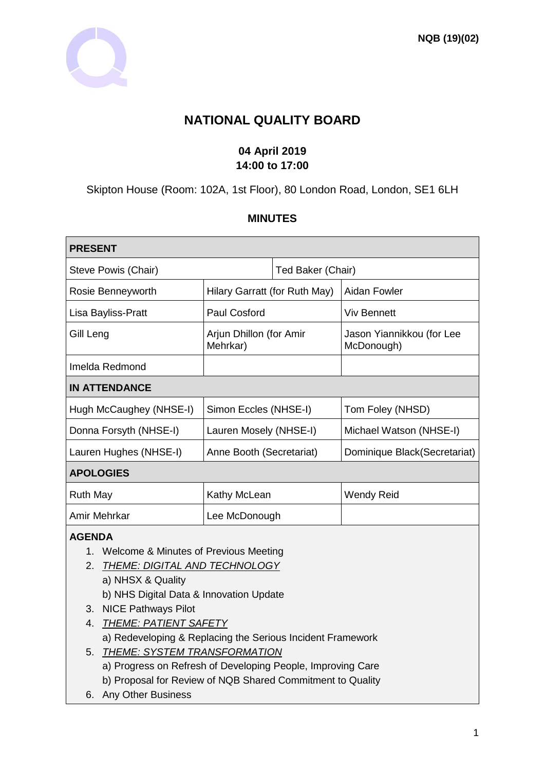NQB (19)(02)

# NATIONAL QUALITY BOARD

**04 April 2019**
**14:00 to 17:00**

Skipton House (Room: 102A, 1st Floor), 80 London Road, London, SE1 6LH

## MINUTES

| | | |
|---|---|---|
| **PRESENT** | | |
| Steve Powis (Chair) | Ted Baker (Chair) | |
| Rosie Benneyworth | Hilary Garratt (for Ruth May) | Aidan Fowler |
| Lisa Bayliss-Pratt | Paul Cosford | Viv Bennett |
| Gill Leng | Arjun Dhillon (for Amir Mehrkar) | Jason Yiannikkou (for Lee McDonough) |
| Imelda Redmond | | |
| **IN ATTENDANCE** | | |
| Hugh McCaughey (NHSE-I) | Simon Eccles (NHSE-I) | Tom Foley (NHSD) |
| Donna Forsyth (NHSE-I) | Lauren Mosely (NHSE-I) | Michael Watson (NHSE-I) |
| Lauren Hughes (NHSE-I) | Anne Booth (Secretariat) | Dominique Black(Secretariat) |
| **APOLOGIES** | | |
| Ruth May | Kathy McLean | Wendy Reid |
| Amir Mehrkar | Lee McDonough | |

**AGENDA**

1. Welcome & Minutes of Previous Meeting
2. *THEME: DIGITAL AND TECHNOLOGY*
   a) NHSX & Quality
   b) NHS Digital Data & Innovation Update
3. NICE Pathways Pilot
4. *THEME: PATIENT SAFETY*
   a) Redeveloping & Replacing the Serious Incident Framework
5. *THEME: SYSTEM TRANSFORMATION*
   a) Progress on Refresh of Developing People, Improving Care
   b) Proposal for Review of NQB Shared Commitment to Quality
6. Any Other Business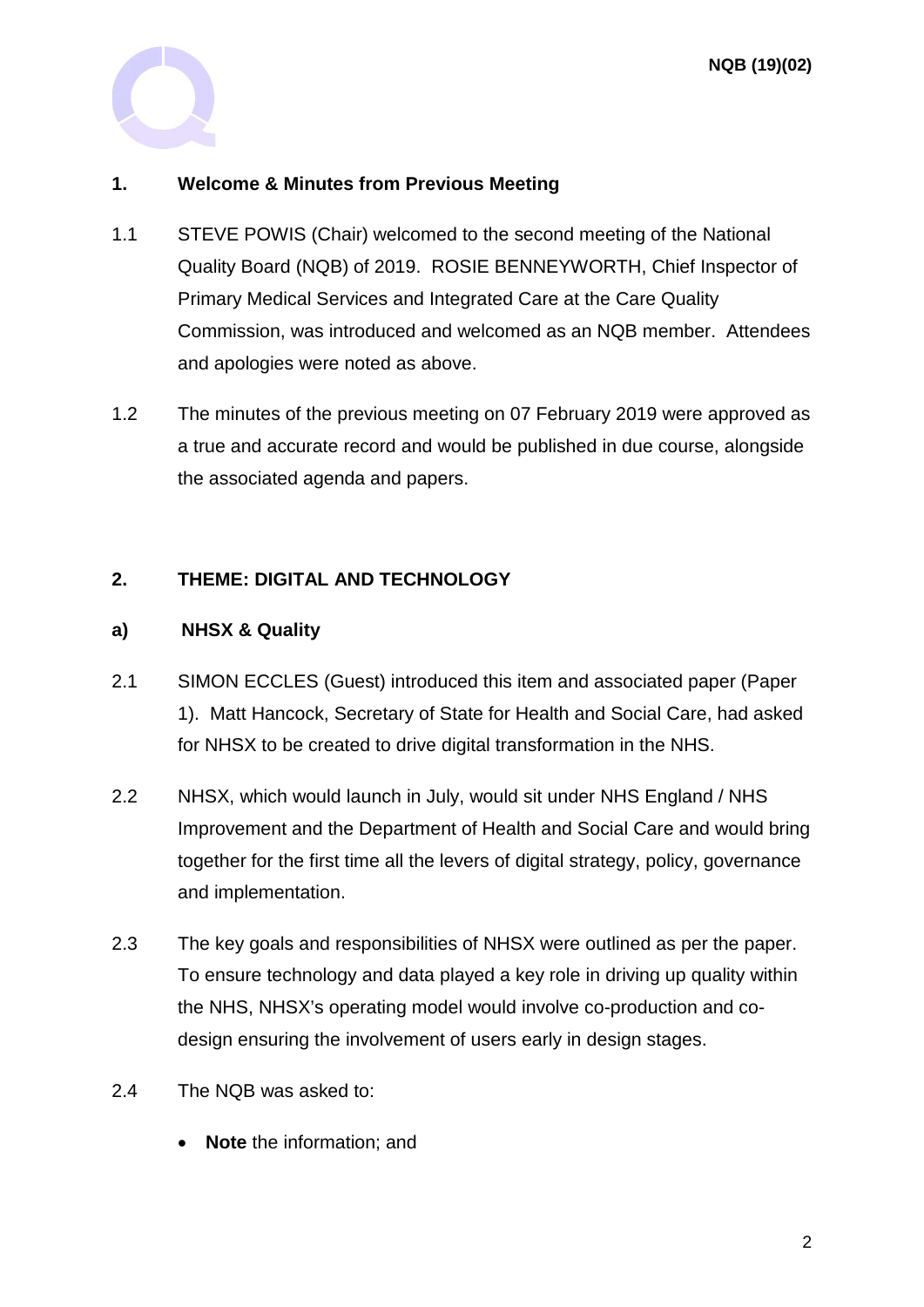## 1. Welcome & Minutes from Previous Meeting

1.1 STEVE POWIS (Chair) welcomed to the second meeting of the National Quality Board (NQB) of 2019. ROSIE BENNEYWORTH, Chief Inspector of Primary Medical Services and Integrated Care at the Care Quality Commission, was introduced and welcomed as an NQB member. Attendees and apologies were noted as above.

1.2 The minutes of the previous meeting on 07 February 2019 were approved as a true and accurate record and would be published in due course, alongside the associated agenda and papers.

## 2. THEME: DIGITAL AND TECHNOLOGY

### a) NHSX & Quality

2.1 SIMON ECCLES (Guest) introduced this item and associated paper (Paper 1). Matt Hancock, Secretary of State for Health and Social Care, had asked for NHSX to be created to drive digital transformation in the NHS.

2.2 NHSX, which would launch in July, would sit under NHS England / NHS Improvement and the Department of Health and Social Care and would bring together for the first time all the levers of digital strategy, policy, governance and implementation.

2.3 The key goals and responsibilities of NHSX were outlined as per the paper. To ensure technology and data played a key role in driving up quality within the NHS, NHSX's operating model would involve co-production and co-design ensuring the involvement of users early in design stages.

2.4 The NQB was asked to:

- **Note** the information; and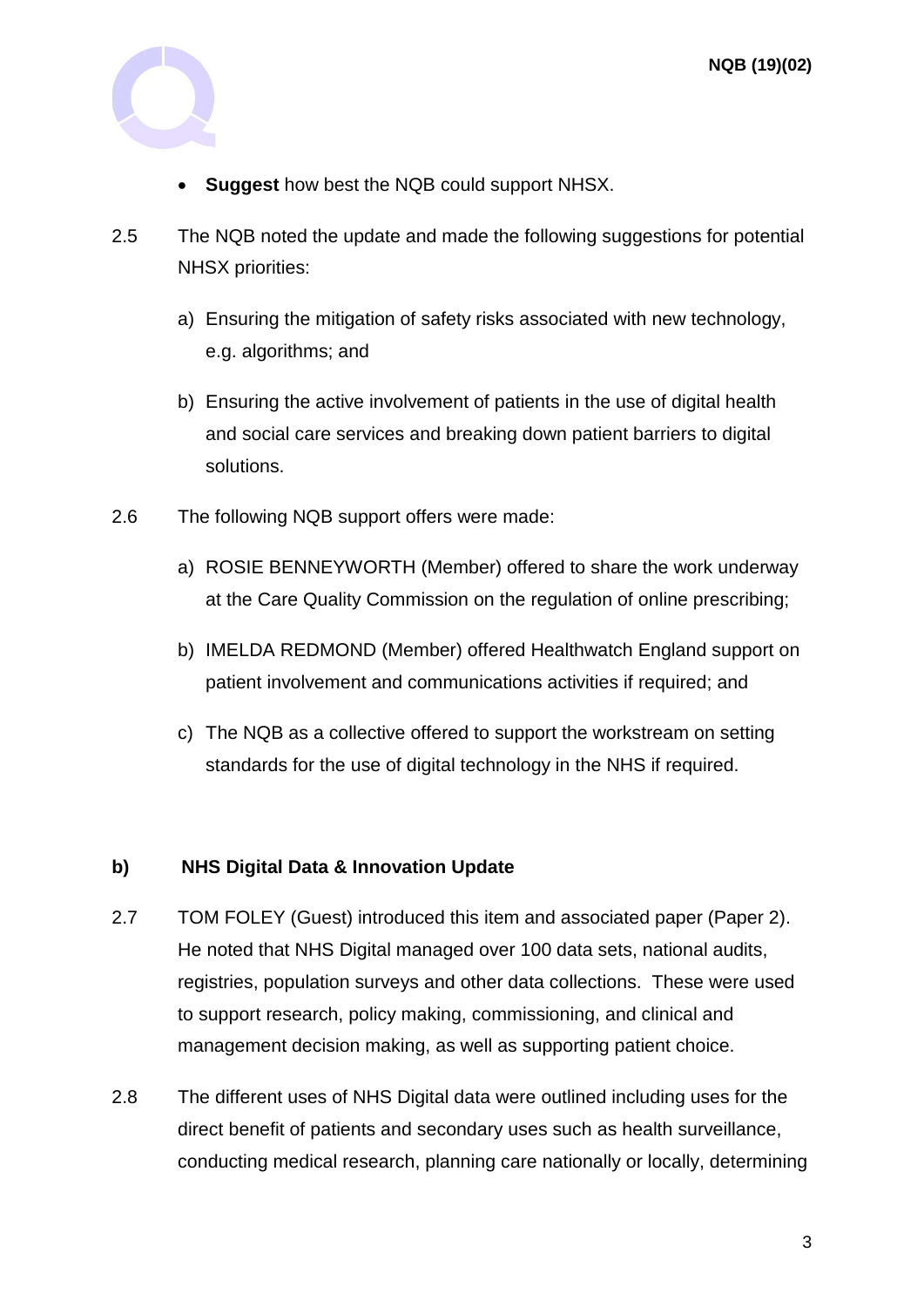- **Suggest** how best the NQB could support NHSX.

2.5 The NQB noted the update and made the following suggestions for potential NHSX priorities:

a) Ensuring the mitigation of safety risks associated with new technology, e.g. algorithms; and

b) Ensuring the active involvement of patients in the use of digital health and social care services and breaking down patient barriers to digital solutions.

2.6 The following NQB support offers were made:

a) ROSIE BENNEYWORTH (Member) offered to share the work underway at the Care Quality Commission on the regulation of online prescribing;

b) IMELDA REDMOND (Member) offered Healthwatch England support on patient involvement and communications activities if required; and

c) The NQB as a collective offered to support the workstream on setting standards for the use of digital technology in the NHS if required.

**b) NHS Digital Data & Innovation Update**

2.7 TOM FOLEY (Guest) introduced this item and associated paper (Paper 2). He noted that NHS Digital managed over 100 data sets, national audits, registries, population surveys and other data collections. These were used to support research, policy making, commissioning, and clinical and management decision making, as well as supporting patient choice.

2.8 The different uses of NHS Digital data were outlined including uses for the direct benefit of patients and secondary uses such as health surveillance, conducting medical research, planning care nationally or locally, determining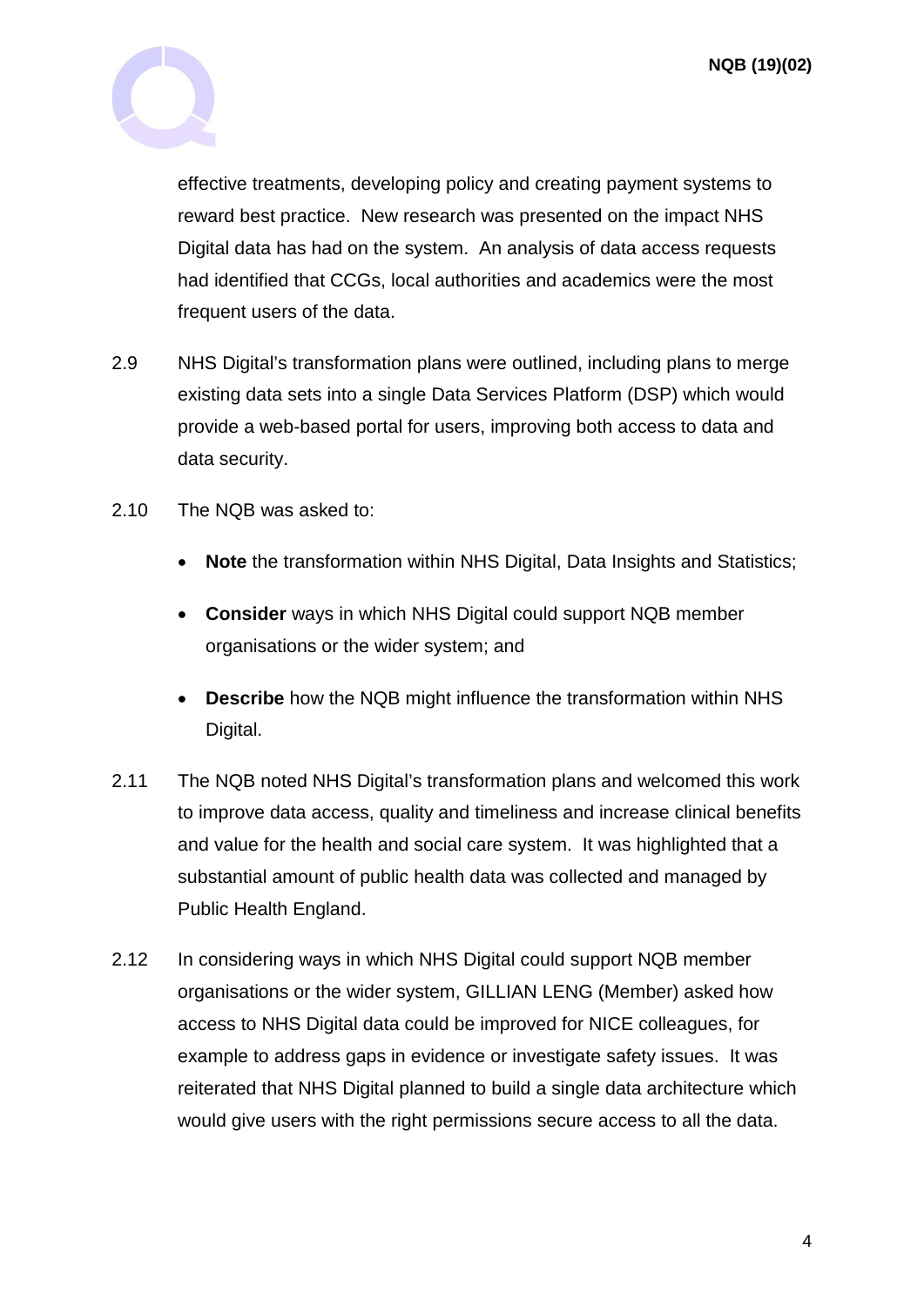effective treatments, developing policy and creating payment systems to reward best practice. New research was presented on the impact NHS Digital data has had on the system. An analysis of data access requests had identified that CCGs, local authorities and academics were the most frequent users of the data.

2.9 NHS Digital's transformation plans were outlined, including plans to merge existing data sets into a single Data Services Platform (DSP) which would provide a web-based portal for users, improving both access to data and data security.

2.10 The NQB was asked to:

- **Note** the transformation within NHS Digital, Data Insights and Statistics;
- **Consider** ways in which NHS Digital could support NQB member organisations or the wider system; and
- **Describe** how the NQB might influence the transformation within NHS Digital.

2.11 The NQB noted NHS Digital's transformation plans and welcomed this work to improve data access, quality and timeliness and increase clinical benefits and value for the health and social care system. It was highlighted that a substantial amount of public health data was collected and managed by Public Health England.

2.12 In considering ways in which NHS Digital could support NQB member organisations or the wider system, GILLIAN LENG (Member) asked how access to NHS Digital data could be improved for NICE colleagues, for example to address gaps in evidence or investigate safety issues. It was reiterated that NHS Digital planned to build a single data architecture which would give users with the right permissions secure access to all the data.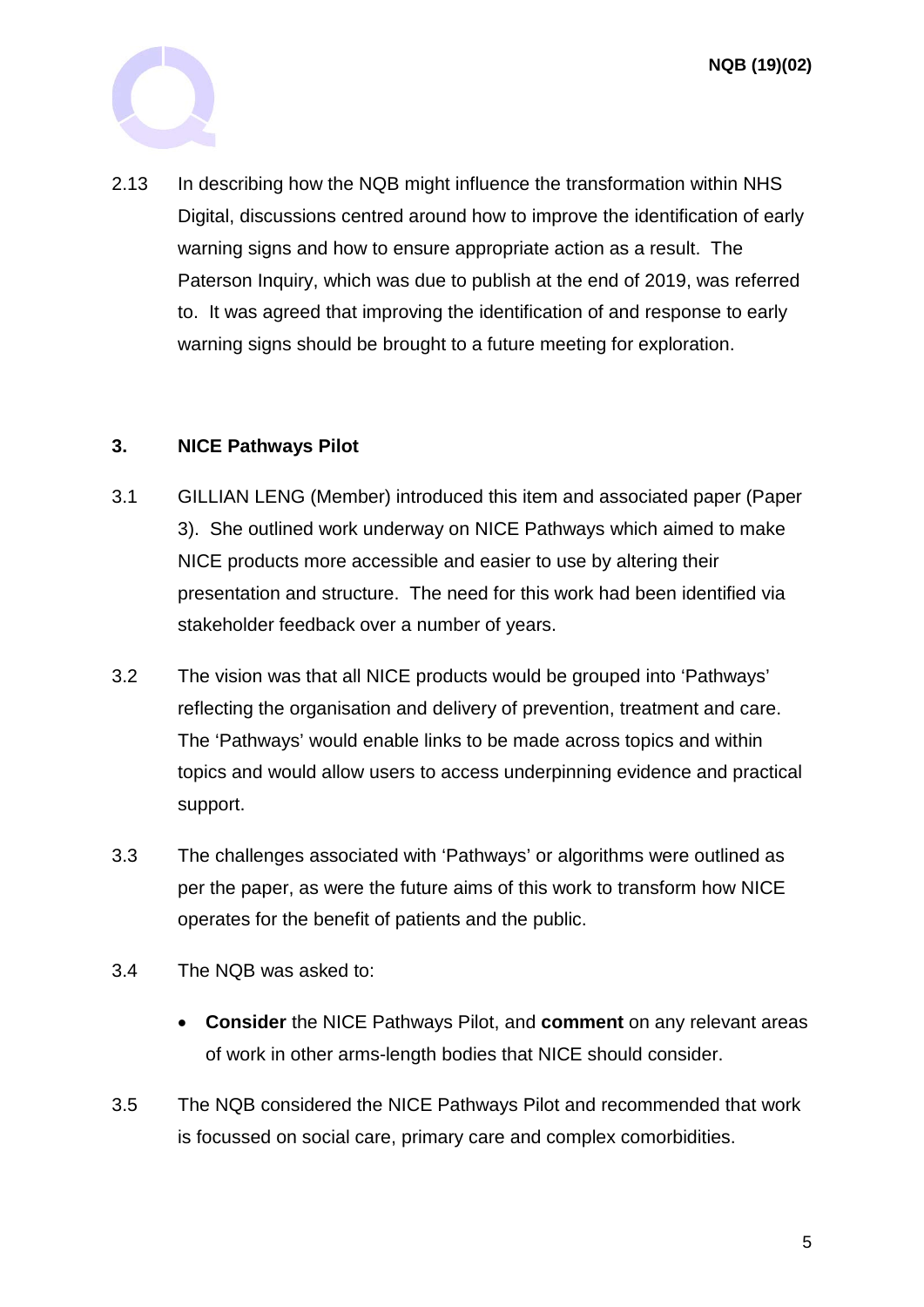2.13 In describing how the NQB might influence the transformation within NHS Digital, discussions centred around how to improve the identification of early warning signs and how to ensure appropriate action as a result. The Paterson Inquiry, which was due to publish at the end of 2019, was referred to. It was agreed that improving the identification of and response to early warning signs should be brought to a future meeting for exploration.

## 3. NICE Pathways Pilot

3.1 GILLIAN LENG (Member) introduced this item and associated paper (Paper 3). She outlined work underway on NICE Pathways which aimed to make NICE products more accessible and easier to use by altering their presentation and structure. The need for this work had been identified via stakeholder feedback over a number of years.

3.2 The vision was that all NICE products would be grouped into 'Pathways' reflecting the organisation and delivery of prevention, treatment and care. The 'Pathways' would enable links to be made across topics and within topics and would allow users to access underpinning evidence and practical support.

3.3 The challenges associated with 'Pathways' or algorithms were outlined as per the paper, as were the future aims of this work to transform how NICE operates for the benefit of patients and the public.

3.4 The NQB was asked to:

- **Consider** the NICE Pathways Pilot, and **comment** on any relevant areas of work in other arms-length bodies that NICE should consider.

3.5 The NQB considered the NICE Pathways Pilot and recommended that work is focussed on social care, primary care and complex comorbidities.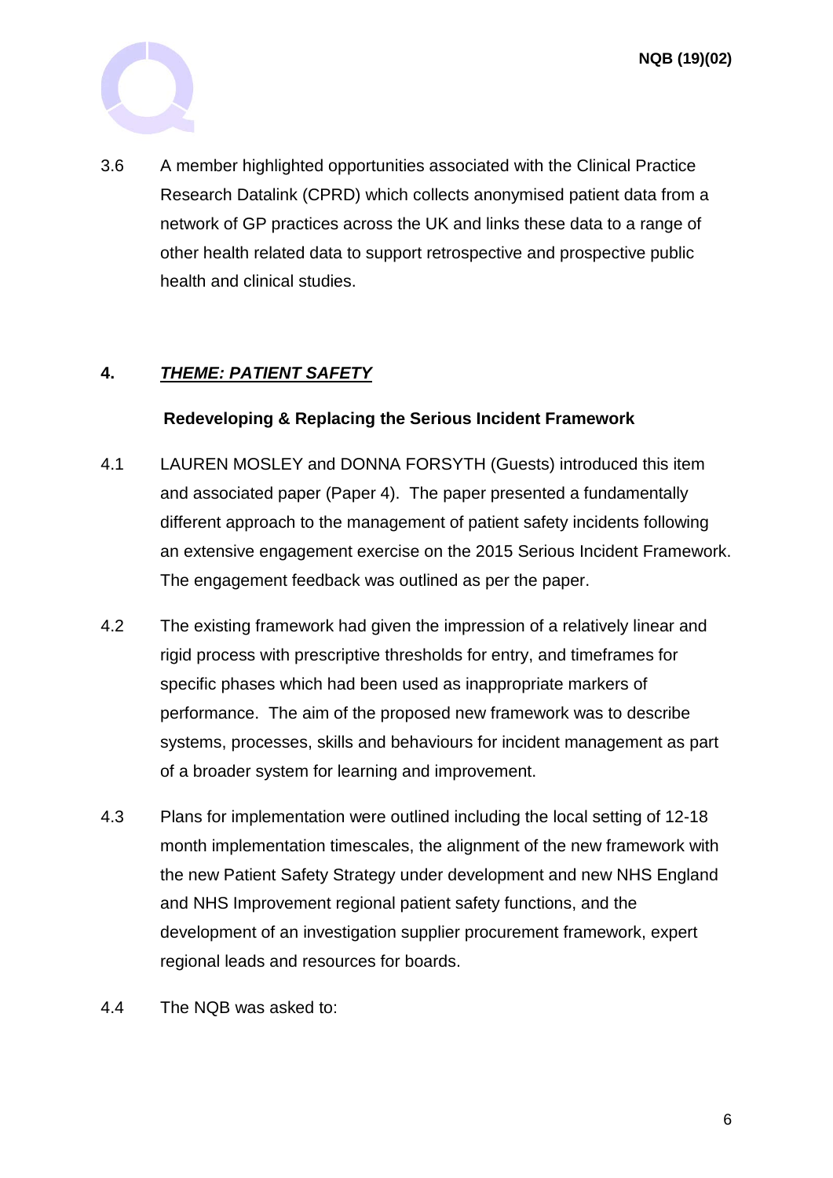3.6 A member highlighted opportunities associated with the Clinical Practice Research Datalink (CPRD) which collects anonymised patient data from a network of GP practices across the UK and links these data to a range of other health related data to support retrospective and prospective public health and clinical studies.

## 4. ***THEME: PATIENT SAFETY***

### Redeveloping & Replacing the Serious Incident Framework

4.1 LAUREN MOSLEY and DONNA FORSYTH (Guests) introduced this item and associated paper (Paper 4). The paper presented a fundamentally different approach to the management of patient safety incidents following an extensive engagement exercise on the 2015 Serious Incident Framework. The engagement feedback was outlined as per the paper.

4.2 The existing framework had given the impression of a relatively linear and rigid process with prescriptive thresholds for entry, and timeframes for specific phases which had been used as inappropriate markers of performance. The aim of the proposed new framework was to describe systems, processes, skills and behaviours for incident management as part of a broader system for learning and improvement.

4.3 Plans for implementation were outlined including the local setting of 12-18 month implementation timescales, the alignment of the new framework with the new Patient Safety Strategy under development and new NHS England and NHS Improvement regional patient safety functions, and the development of an investigation supplier procurement framework, expert regional leads and resources for boards.

4.4 The NQB was asked to: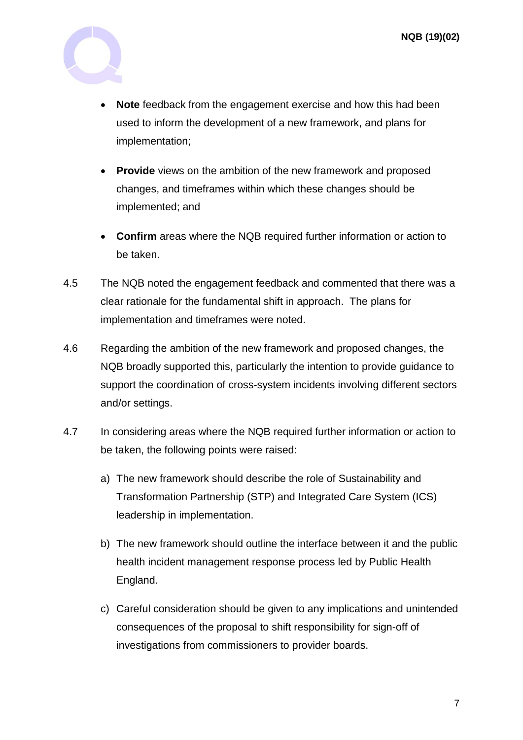- **Note** feedback from the engagement exercise and how this had been used to inform the development of a new framework, and plans for implementation;

- **Provide** views on the ambition of the new framework and proposed changes, and timeframes within which these changes should be implemented; and

- **Confirm** areas where the NQB required further information or action to be taken.

4.5 The NQB noted the engagement feedback and commented that there was a clear rationale for the fundamental shift in approach. The plans for implementation and timeframes were noted.

4.6 Regarding the ambition of the new framework and proposed changes, the NQB broadly supported this, particularly the intention to provide guidance to support the coordination of cross-system incidents involving different sectors and/or settings.

4.7 In considering areas where the NQB required further information or action to be taken, the following points were raised:

a) The new framework should describe the role of Sustainability and Transformation Partnership (STP) and Integrated Care System (ICS) leadership in implementation.

b) The new framework should outline the interface between it and the public health incident management response process led by Public Health England.

c) Careful consideration should be given to any implications and unintended consequences of the proposal to shift responsibility for sign-off of investigations from commissioners to provider boards.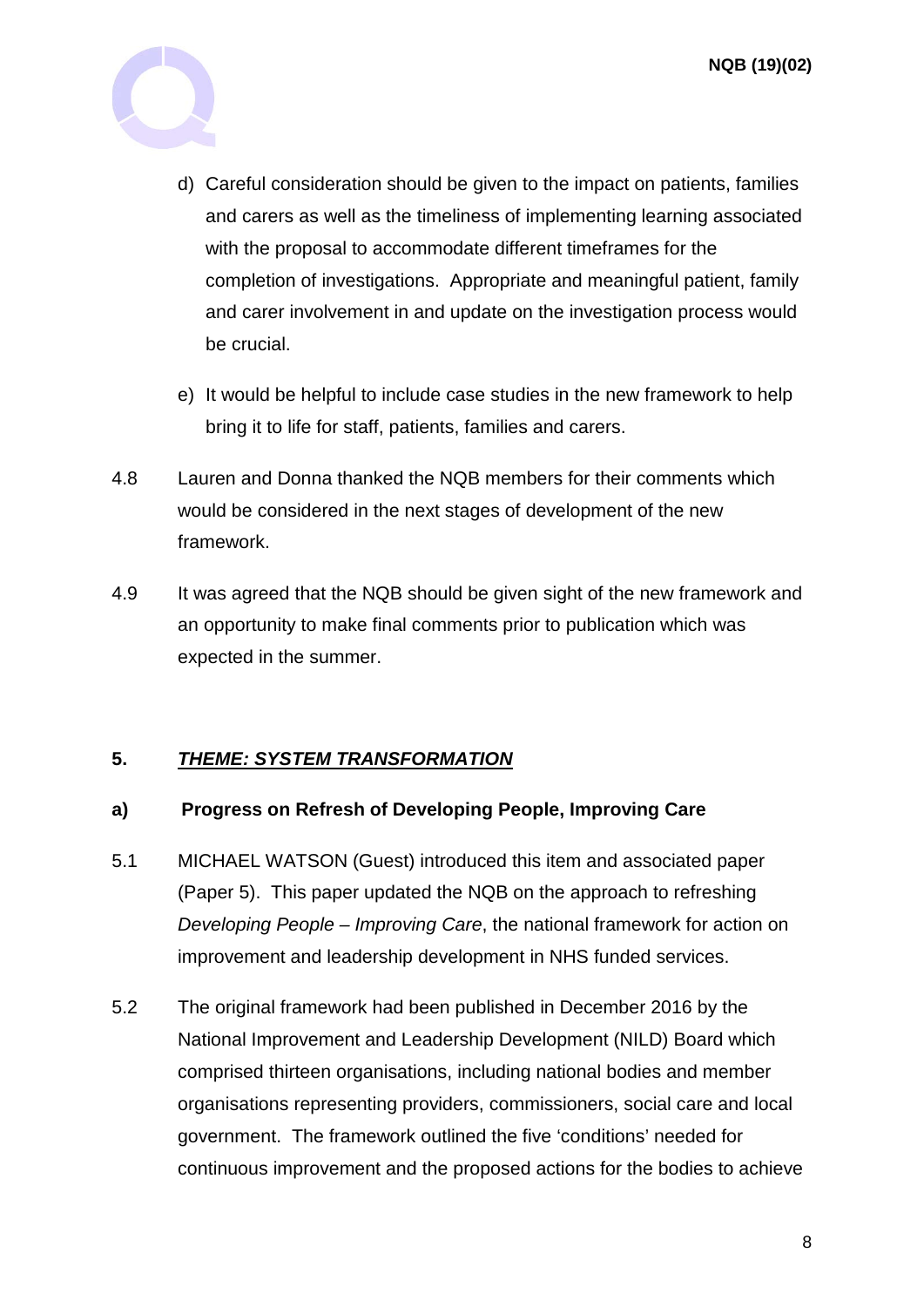d) Careful consideration should be given to the impact on patients, families and carers as well as the timeliness of implementing learning associated with the proposal to accommodate different timeframes for the completion of investigations. Appropriate and meaningful patient, family and carer involvement in and update on the investigation process would be crucial.

e) It would be helpful to include case studies in the new framework to help bring it to life for staff, patients, families and carers.

4.8 Lauren and Donna thanked the NQB members for their comments which would be considered in the next stages of development of the new framework.

4.9 It was agreed that the NQB should be given sight of the new framework and an opportunity to make final comments prior to publication which was expected in the summer.

## 5. ***THEME: SYSTEM TRANSFORMATION***

### a) Progress on Refresh of Developing People, Improving Care

5.1 MICHAEL WATSON (Guest) introduced this item and associated paper (Paper 5). This paper updated the NQB on the approach to refreshing *Developing People – Improving Care*, the national framework for action on improvement and leadership development in NHS funded services.

5.2 The original framework had been published in December 2016 by the National Improvement and Leadership Development (NILD) Board which comprised thirteen organisations, including national bodies and member organisations representing providers, commissioners, social care and local government. The framework outlined the five 'conditions' needed for continuous improvement and the proposed actions for the bodies to achieve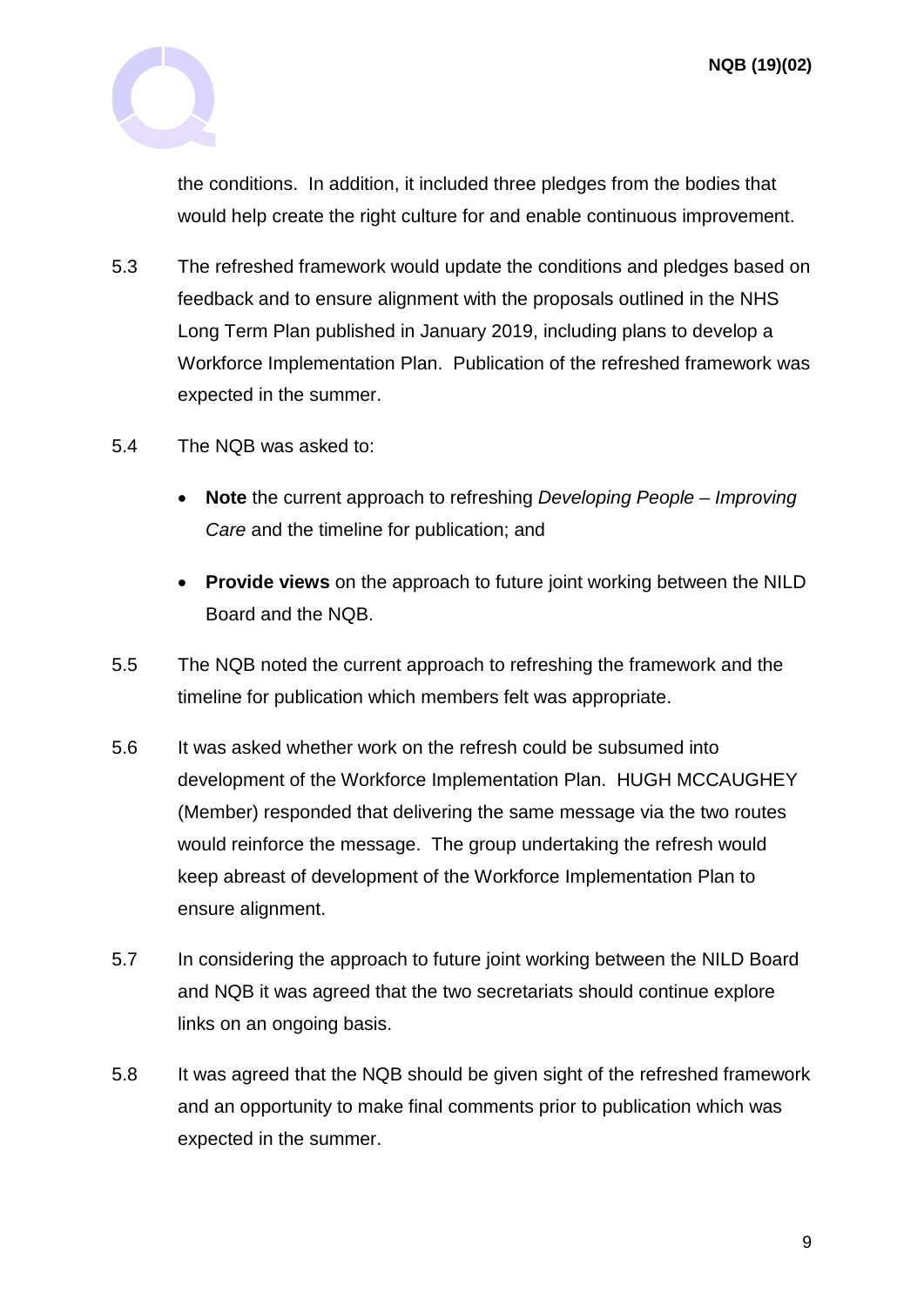the conditions. In addition, it included three pledges from the bodies that would help create the right culture for and enable continuous improvement.

5.3 The refreshed framework would update the conditions and pledges based on feedback and to ensure alignment with the proposals outlined in the NHS Long Term Plan published in January 2019, including plans to develop a Workforce Implementation Plan. Publication of the refreshed framework was expected in the summer.

5.4 The NQB was asked to:

- **Note** the current approach to refreshing *Developing People – Improving Care* and the timeline for publication; and
- **Provide views** on the approach to future joint working between the NILD Board and the NQB.

5.5 The NQB noted the current approach to refreshing the framework and the timeline for publication which members felt was appropriate.

5.6 It was asked whether work on the refresh could be subsumed into development of the Workforce Implementation Plan. HUGH MCCAUGHEY (Member) responded that delivering the same message via the two routes would reinforce the message. The group undertaking the refresh would keep abreast of development of the Workforce Implementation Plan to ensure alignment.

5.7 In considering the approach to future joint working between the NILD Board and NQB it was agreed that the two secretariats should continue explore links on an ongoing basis.

5.8 It was agreed that the NQB should be given sight of the refreshed framework and an opportunity to make final comments prior to publication which was expected in the summer.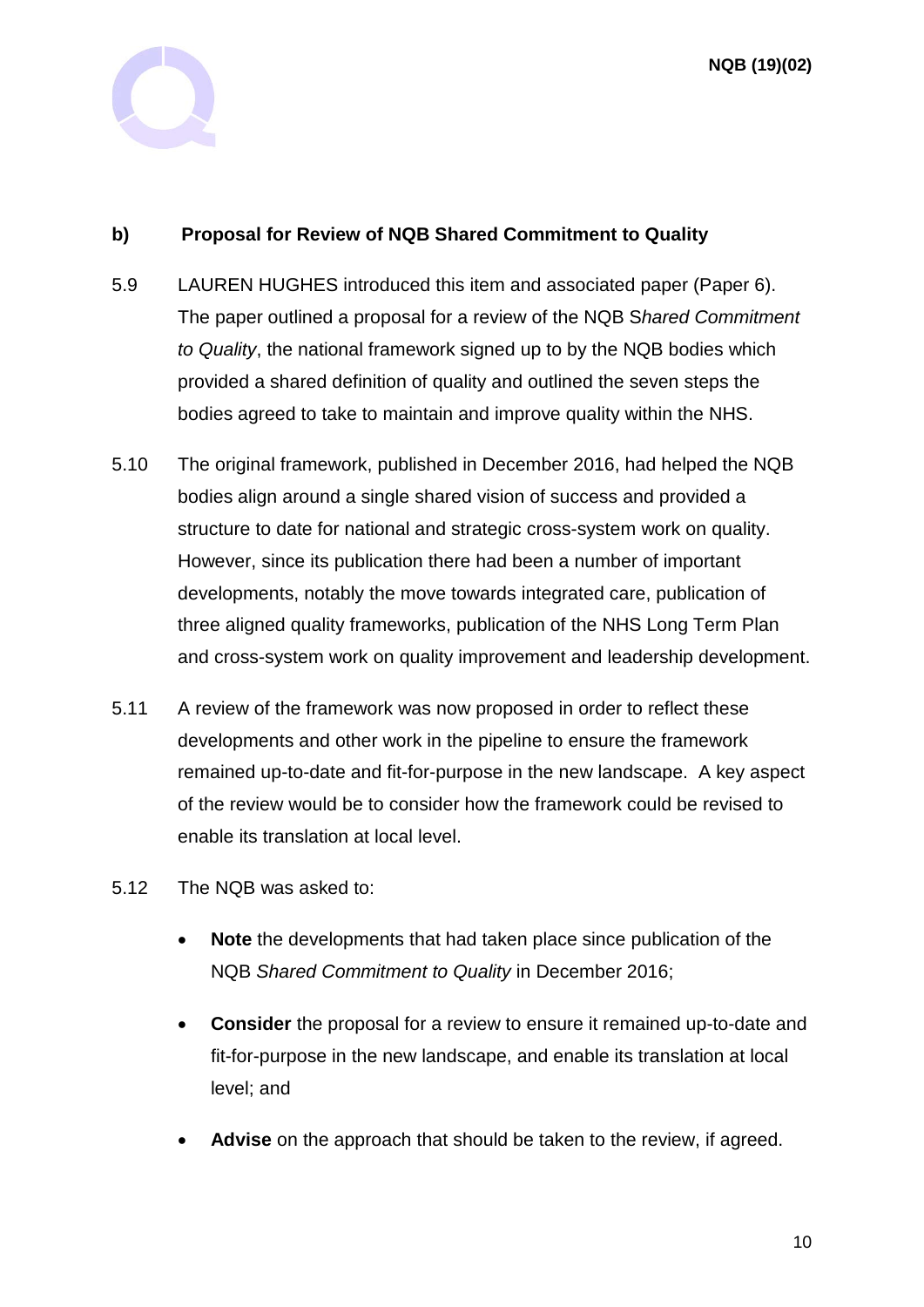**b) Proposal for Review of NQB Shared Commitment to Quality**

5.9 LAUREN HUGHES introduced this item and associated paper (Paper 6). The paper outlined a proposal for a review of the NQB S*hared Commitment to Quality*, the national framework signed up to by the NQB bodies which provided a shared definition of quality and outlined the seven steps the bodies agreed to take to maintain and improve quality within the NHS.

5.10 The original framework, published in December 2016, had helped the NQB bodies align around a single shared vision of success and provided a structure to date for national and strategic cross-system work on quality. However, since its publication there had been a number of important developments, notably the move towards integrated care, publication of three aligned quality frameworks, publication of the NHS Long Term Plan and cross-system work on quality improvement and leadership development.

5.11 A review of the framework was now proposed in order to reflect these developments and other work in the pipeline to ensure the framework remained up-to-date and fit-for-purpose in the new landscape. A key aspect of the review would be to consider how the framework could be revised to enable its translation at local level.

5.12 The NQB was asked to:

- **Note** the developments that had taken place since publication of the NQB *Shared Commitment to Quality* in December 2016;
- **Consider** the proposal for a review to ensure it remained up-to-date and fit-for-purpose in the new landscape, and enable its translation at local level; and
- **Advise** on the approach that should be taken to the review, if agreed.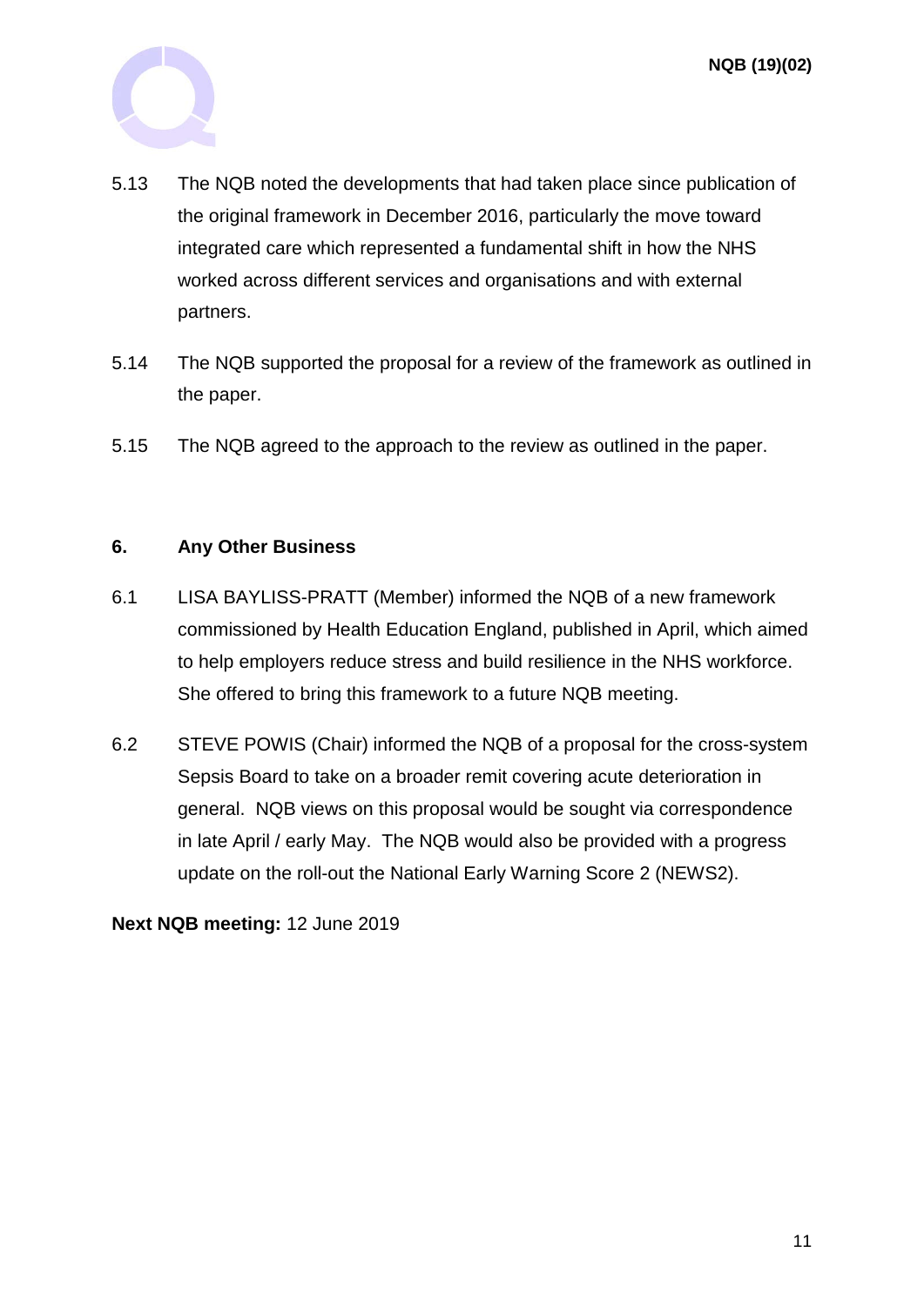5.13 The NQB noted the developments that had taken place since publication of the original framework in December 2016, particularly the move toward integrated care which represented a fundamental shift in how the NHS worked across different services and organisations and with external partners.

5.14 The NQB supported the proposal for a review of the framework as outlined in the paper.

5.15 The NQB agreed to the approach to the review as outlined in the paper.

## 6. Any Other Business

6.1 LISA BAYLISS-PRATT (Member) informed the NQB of a new framework commissioned by Health Education England, published in April, which aimed to help employers reduce stress and build resilience in the NHS workforce. She offered to bring this framework to a future NQB meeting.

6.2 STEVE POWIS (Chair) informed the NQB of a proposal for the cross-system Sepsis Board to take on a broader remit covering acute deterioration in general. NQB views on this proposal would be sought via correspondence in late April / early May. The NQB would also be provided with a progress update on the roll-out the National Early Warning Score 2 (NEWS2).

**Next NQB meeting:** 12 June 2019